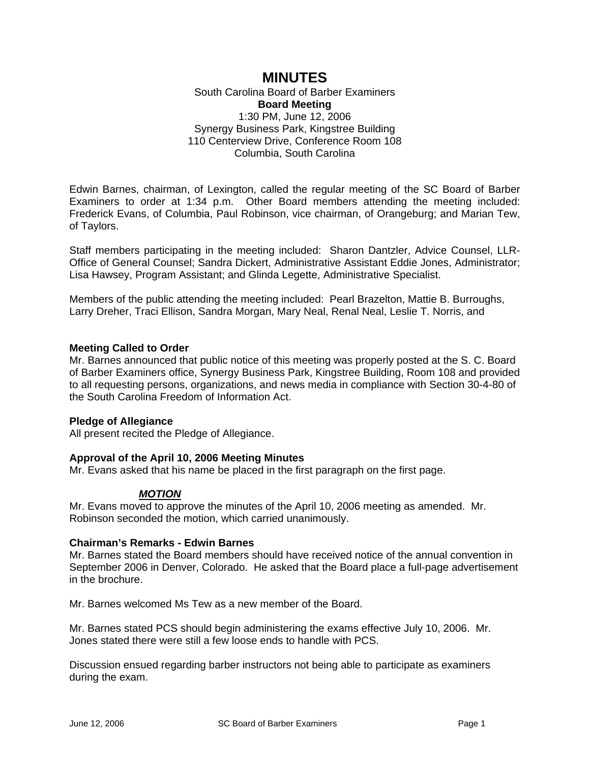# MINUTES

South Carolina Board of Barber Examiners
**Board Meeting**
1:30 PM, June 12, 2006
Synergy Business Park, Kingstree Building
110 Centerview Drive, Conference Room 108
Columbia, South Carolina

Edwin Barnes, chairman, of Lexington, called the regular meeting of the SC Board of Barber Examiners to order at 1:34 p.m. Other Board members attending the meeting included: Frederick Evans, of Columbia, Paul Robinson, vice chairman, of Orangeburg; and Marian Tew, of Taylors.

Staff members participating in the meeting included: Sharon Dantzler, Advice Counsel, LLR-Office of General Counsel; Sandra Dickert, Administrative Assistant Eddie Jones, Administrator; Lisa Hawsey, Program Assistant; and Glinda Legette, Administrative Specialist.

Members of the public attending the meeting included: Pearl Brazelton, Mattie B. Burroughs, Larry Dreher, Traci Ellison, Sandra Morgan, Mary Neal, Renal Neal, Leslie T. Norris, and

**Meeting Called to Order**
Mr. Barnes announced that public notice of this meeting was properly posted at the S. C. Board of Barber Examiners office, Synergy Business Park, Kingstree Building, Room 108 and provided to all requesting persons, organizations, and news media in compliance with Section 30-4-80 of the South Carolina Freedom of Information Act.

**Pledge of Allegiance**
All present recited the Pledge of Allegiance.

**Approval of the April 10, 2006 Meeting Minutes**
Mr. Evans asked that his name be placed in the first paragraph on the first page.

***MOTION***
Mr. Evans moved to approve the minutes of the April 10, 2006 meeting as amended. Mr. Robinson seconded the motion, which carried unanimously.

**Chairman's Remarks - Edwin Barnes**
Mr. Barnes stated the Board members should have received notice of the annual convention in September 2006 in Denver, Colorado. He asked that the Board place a full-page advertisement in the brochure.

Mr. Barnes welcomed Ms Tew as a new member of the Board.

Mr. Barnes stated PCS should begin administering the exams effective July 10, 2006. Mr. Jones stated there were still a few loose ends to handle with PCS.

Discussion ensued regarding barber instructors not being able to participate as examiners during the exam.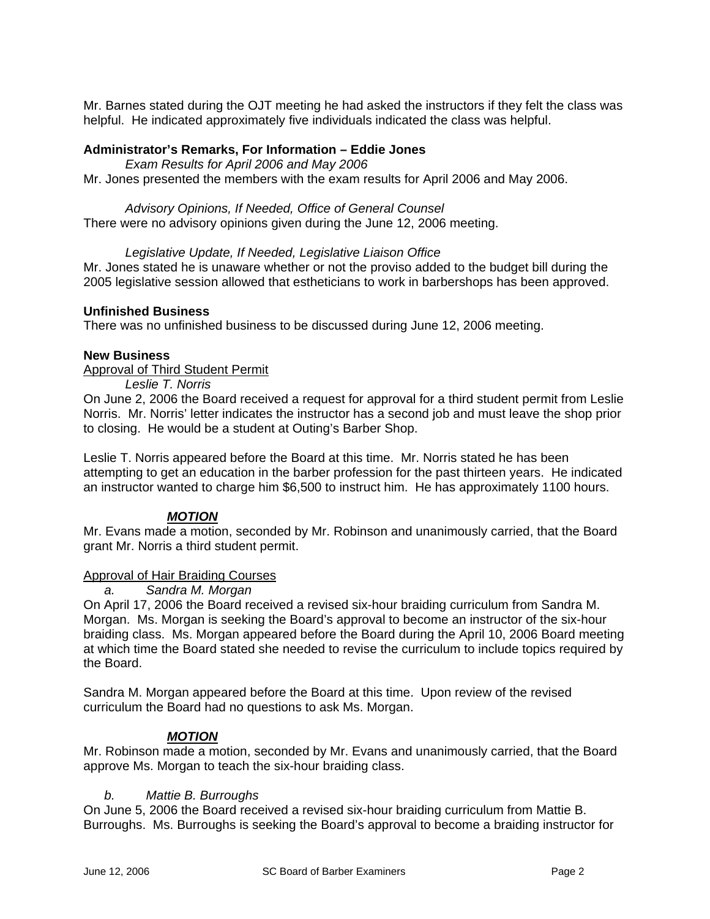Mr. Barnes stated during the OJT meeting he had asked the instructors if they felt the class was helpful. He indicated approximately five individuals indicated the class was helpful.

**Administrator's Remarks, For Information – Eddie Jones**

*Exam Results for April 2006 and May 2006*

Mr. Jones presented the members with the exam results for April 2006 and May 2006.

*Advisory Opinions, If Needed, Office of General Counsel*

There were no advisory opinions given during the June 12, 2006 meeting.

*Legislative Update, If Needed, Legislative Liaison Office*

Mr. Jones stated he is unaware whether or not the proviso added to the budget bill during the 2005 legislative session allowed that estheticians to work in barbershops has been approved.

**Unfinished Business**

There was no unfinished business to be discussed during June 12, 2006 meeting.

**New Business**

Approval of Third Student Permit

*Leslie T. Norris*

On June 2, 2006 the Board received a request for approval for a third student permit from Leslie Norris. Mr. Norris' letter indicates the instructor has a second job and must leave the shop prior to closing. He would be a student at Outing's Barber Shop.

Leslie T. Norris appeared before the Board at this time. Mr. Norris stated he has been attempting to get an education in the barber profession for the past thirteen years. He indicated an instructor wanted to charge him $6,500 to instruct him. He has approximately 1100 hours.

***MOTION***

Mr. Evans made a motion, seconded by Mr. Robinson and unanimously carried, that the Board grant Mr. Norris a third student permit.

Approval of Hair Braiding Courses

*a. Sandra M. Morgan*

On April 17, 2006 the Board received a revised six-hour braiding curriculum from Sandra M. Morgan. Ms. Morgan is seeking the Board's approval to become an instructor of the six-hour braiding class. Ms. Morgan appeared before the Board during the April 10, 2006 Board meeting at which time the Board stated she needed to revise the curriculum to include topics required by the Board.

Sandra M. Morgan appeared before the Board at this time. Upon review of the revised curriculum the Board had no questions to ask Ms. Morgan.

***MOTION***

Mr. Robinson made a motion, seconded by Mr. Evans and unanimously carried, that the Board approve Ms. Morgan to teach the six-hour braiding class.

*b. Mattie B. Burroughs*

On June 5, 2006 the Board received a revised six-hour braiding curriculum from Mattie B. Burroughs. Ms. Burroughs is seeking the Board's approval to become a braiding instructor for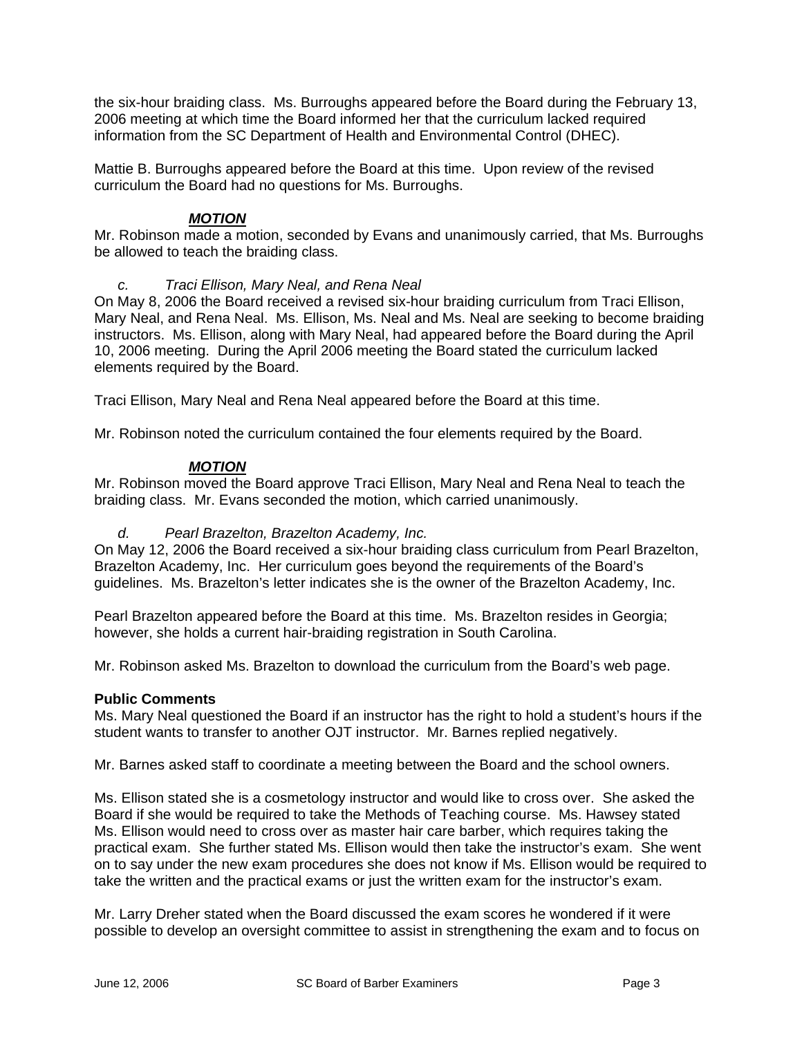the six-hour braiding class. Ms. Burroughs appeared before the Board during the February 13, 2006 meeting at which time the Board informed her that the curriculum lacked required information from the SC Department of Health and Environmental Control (DHEC).

Mattie B. Burroughs appeared before the Board at this time. Upon review of the revised curriculum the Board had no questions for Ms. Burroughs.

***MOTION***

Mr. Robinson made a motion, seconded by Evans and unanimously carried, that Ms. Burroughs be allowed to teach the braiding class.

*c. Traci Ellison, Mary Neal, and Rena Neal*

On May 8, 2006 the Board received a revised six-hour braiding curriculum from Traci Ellison, Mary Neal, and Rena Neal. Ms. Ellison, Ms. Neal and Ms. Neal are seeking to become braiding instructors. Ms. Ellison, along with Mary Neal, had appeared before the Board during the April 10, 2006 meeting. During the April 2006 meeting the Board stated the curriculum lacked elements required by the Board.

Traci Ellison, Mary Neal and Rena Neal appeared before the Board at this time.

Mr. Robinson noted the curriculum contained the four elements required by the Board.

***MOTION***

Mr. Robinson moved the Board approve Traci Ellison, Mary Neal and Rena Neal to teach the braiding class. Mr. Evans seconded the motion, which carried unanimously.

*d. Pearl Brazelton, Brazelton Academy, Inc.*

On May 12, 2006 the Board received a six-hour braiding class curriculum from Pearl Brazelton, Brazelton Academy, Inc. Her curriculum goes beyond the requirements of the Board's guidelines. Ms. Brazelton's letter indicates she is the owner of the Brazelton Academy, Inc.

Pearl Brazelton appeared before the Board at this time. Ms. Brazelton resides in Georgia; however, she holds a current hair-braiding registration in South Carolina.

Mr. Robinson asked Ms. Brazelton to download the curriculum from the Board's web page.

**Public Comments**

Ms. Mary Neal questioned the Board if an instructor has the right to hold a student's hours if the student wants to transfer to another OJT instructor. Mr. Barnes replied negatively.

Mr. Barnes asked staff to coordinate a meeting between the Board and the school owners.

Ms. Ellison stated she is a cosmetology instructor and would like to cross over. She asked the Board if she would be required to take the Methods of Teaching course. Ms. Hawsey stated Ms. Ellison would need to cross over as master hair care barber, which requires taking the practical exam. She further stated Ms. Ellison would then take the instructor's exam. She went on to say under the new exam procedures she does not know if Ms. Ellison would be required to take the written and the practical exams or just the written exam for the instructor's exam.

Mr. Larry Dreher stated when the Board discussed the exam scores he wondered if it were possible to develop an oversight committee to assist in strengthening the exam and to focus on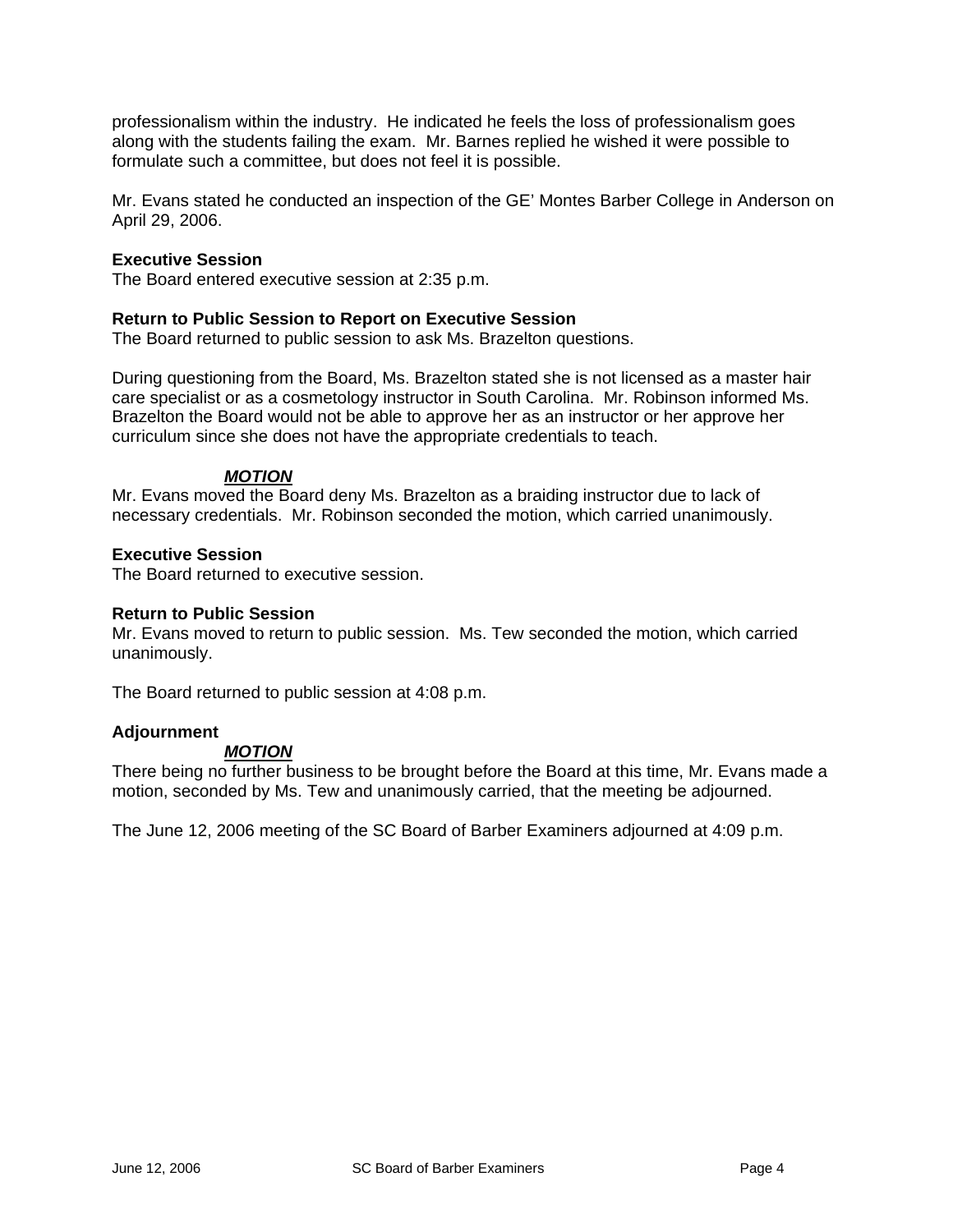professionalism within the industry. He indicated he feels the loss of professionalism goes along with the students failing the exam. Mr. Barnes replied he wished it were possible to formulate such a committee, but does not feel it is possible.

Mr. Evans stated he conducted an inspection of the GE' Montes Barber College in Anderson on April 29, 2006.

**Executive Session**

The Board entered executive session at 2:35 p.m.

**Return to Public Session to Report on Executive Session**

The Board returned to public session to ask Ms. Brazelton questions.

During questioning from the Board, Ms. Brazelton stated she is not licensed as a master hair care specialist or as a cosmetology instructor in South Carolina. Mr. Robinson informed Ms. Brazelton the Board would not be able to approve her as an instructor or her approve her curriculum since she does not have the appropriate credentials to teach.

***MOTION***

Mr. Evans moved the Board deny Ms. Brazelton as a braiding instructor due to lack of necessary credentials. Mr. Robinson seconded the motion, which carried unanimously.

**Executive Session**

The Board returned to executive session.

**Return to Public Session**

Mr. Evans moved to return to public session. Ms. Tew seconded the motion, which carried unanimously.

The Board returned to public session at 4:08 p.m.

**Adjournment**

***MOTION***

There being no further business to be brought before the Board at this time, Mr. Evans made a motion, seconded by Ms. Tew and unanimously carried, that the meeting be adjourned.

The June 12, 2006 meeting of the SC Board of Barber Examiners adjourned at 4:09 p.m.